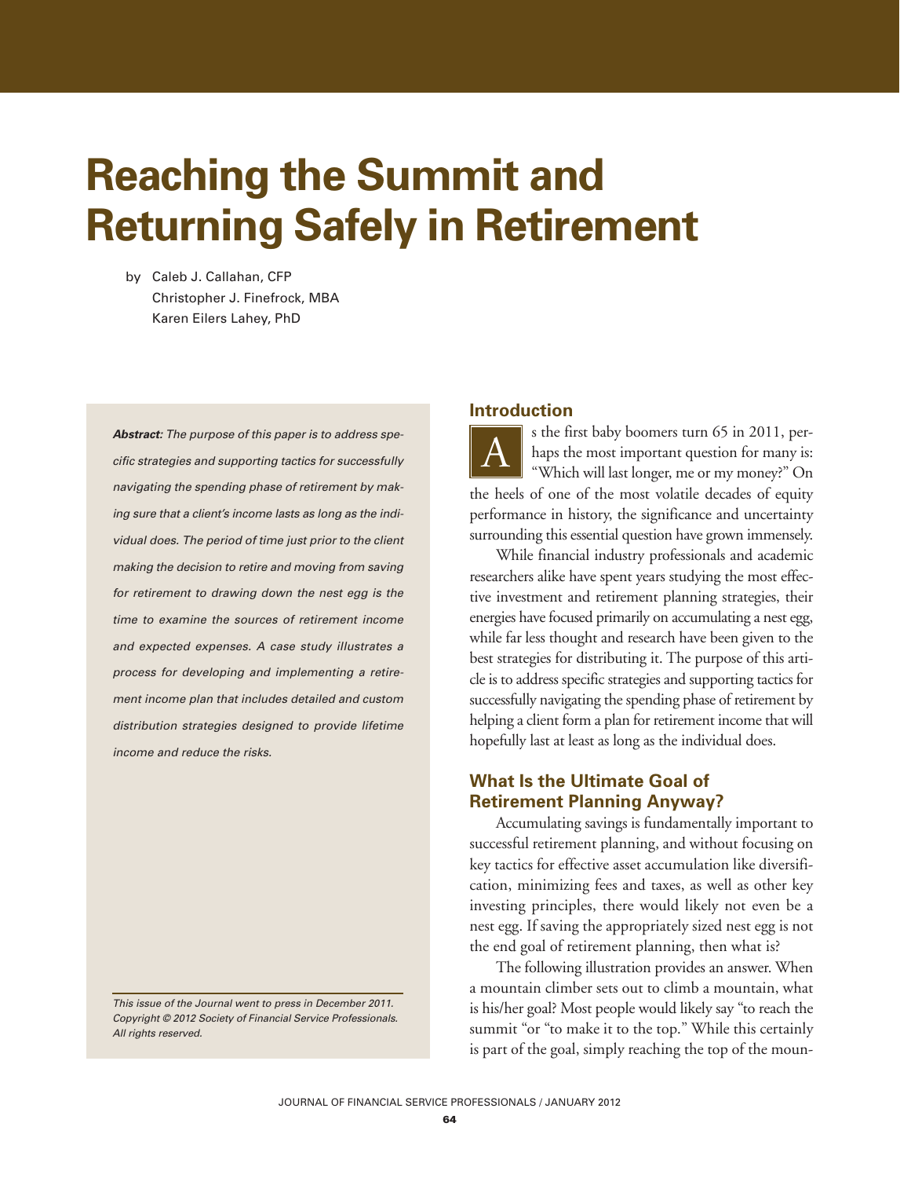# Reaching the Summit and Returning Safely in Retirement

by Caleb J. Callahan, CFP
Christopher J. Finefrock, MBA
Karen Eilers Lahey, PhD

***Abstract:*** *The purpose of this paper is to address specific strategies and supporting tactics for successfully navigating the spending phase of retirement by making sure that a client's income lasts as long as the individual does. The period of time just prior to the client making the decision to retire and moving from saving for retirement to drawing down the nest egg is the time to examine the sources of retirement income and expected expenses. A case study illustrates a process for developing and implementing a retirement income plan that includes detailed and custom distribution strategies designed to provide lifetime income and reduce the risks.*

*This issue of the Journal went to press in December 2011. Copyright © 2012 Society of Financial Service Professionals. All rights reserved.*

## Introduction

As the first baby boomers turn 65 in 2011, perhaps the most important question for many is: "Which will last longer, me or my money?" On the heels of one of the most volatile decades of equity performance in history, the significance and uncertainty surrounding this essential question have grown immensely.

While financial industry professionals and academic researchers alike have spent years studying the most effective investment and retirement planning strategies, their energies have focused primarily on accumulating a nest egg, while far less thought and research have been given to the best strategies for distributing it. The purpose of this article is to address specific strategies and supporting tactics for successfully navigating the spending phase of retirement by helping a client form a plan for retirement income that will hopefully last at least as long as the individual does.

## What Is the Ultimate Goal of Retirement Planning Anyway?

Accumulating savings is fundamentally important to successful retirement planning, and without focusing on key tactics for effective asset accumulation like diversification, minimizing fees and taxes, as well as other key investing principles, there would likely not even be a nest egg. If saving the appropriately sized nest egg is not the end goal of retirement planning, then what is?

The following illustration provides an answer. When a mountain climber sets out to climb a mountain, what is his/her goal? Most people would likely say "to reach the summit "or "to make it to the top." While this certainly is part of the goal, simply reaching the top of the moun-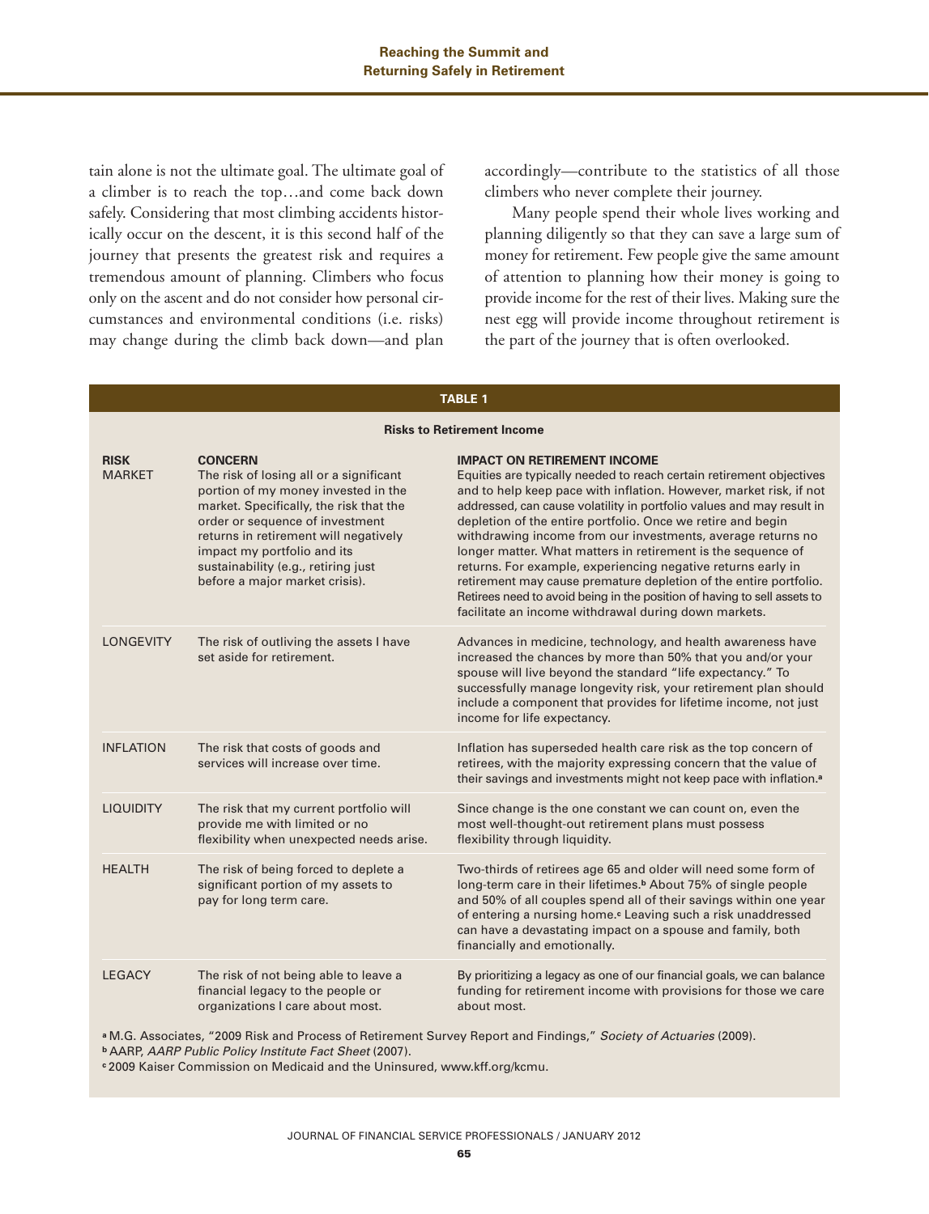tain alone is not the ultimate goal. The ultimate goal of a climber is to reach the top…and come back down safely. Considering that most climbing accidents historically occur on the descent, it is this second half of the journey that presents the greatest risk and requires a tremendous amount of planning. Climbers who focus only on the ascent and do not consider how personal circumstances and environmental conditions (i.e. risks) may change during the climb back down—and plan accordingly—contribute to the statistics of all those climbers who never complete their journey.

Many people spend their whole lives working and planning diligently so that they can save a large sum of money for retirement. Few people give the same amount of attention to planning how their money is going to provide income for the rest of their lives. Making sure the nest egg will provide income throughout retirement is the part of the journey that is often overlooked.

**TABLE 1**

**Risks to Retirement Income**

| RISK | CONCERN | IMPACT ON RETIREMENT INCOME |
|---|---|---|
| MARKET | The risk of losing all or a significant portion of my money invested in the market. Specifically, the risk that the order or sequence of investment returns in retirement will negatively impact my portfolio and its sustainability (e.g., retiring just before a major market crisis). | Equities are typically needed to reach certain retirement objectives and to help keep pace with inflation. However, market risk, if not addressed, can cause volatility in portfolio values and may result in depletion of the entire portfolio. Once we retire and begin withdrawing income from our investments, average returns no longer matter. What matters in retirement is the sequence of returns. For example, experiencing negative returns early in retirement may cause premature depletion of the entire portfolio. Retirees need to avoid being in the position of having to sell assets to facilitate an income withdrawal during down markets. |
| LONGEVITY | The risk of outliving the assets I have set aside for retirement. | Advances in medicine, technology, and health awareness have increased the chances by more than 50% that you and/or your spouse will live beyond the standard "life expectancy." To successfully manage longevity risk, your retirement plan should include a component that provides for lifetime income, not just income for life expectancy. |
| INFLATION | The risk that costs of goods and services will increase over time. | Inflation has superseded health care risk as the top concern of retirees, with the majority expressing concern that the value of their savings and investments might not keep pace with inflation.[a] |
| LIQUIDITY | The risk that my current portfolio will provide me with limited or no flexibility when unexpected needs arise. | Since change is the one constant we can count on, even the most well-thought-out retirement plans must possess flexibility through liquidity. |
| HEALTH | The risk of being forced to deplete a significant portion of my assets to pay for long term care. | Two-thirds of retirees age 65 and older will need some form of long-term care in their lifetimes.[b] About 75% of single people and 50% of all couples spend all of their savings within one year of entering a nursing home.[c] Leaving such a risk unaddressed can have a devastating impact on a spouse and family, both financially and emotionally. |
| LEGACY | The risk of not being able to leave a financial legacy to the people or organizations I care about most. | By prioritizing a legacy as one of our financial goals, we can balance funding for retirement income with provisions for those we care about most. |

[a] M.G. Associates, "2009 Risk and Process of Retirement Survey Report and Findings," *Society of Actuaries* (2009).
[b] AARP, *AARP Public Policy Institute Fact Sheet* (2007).
[c] 2009 Kaiser Commission on Medicaid and the Uninsured, www.kff.org/kcmu.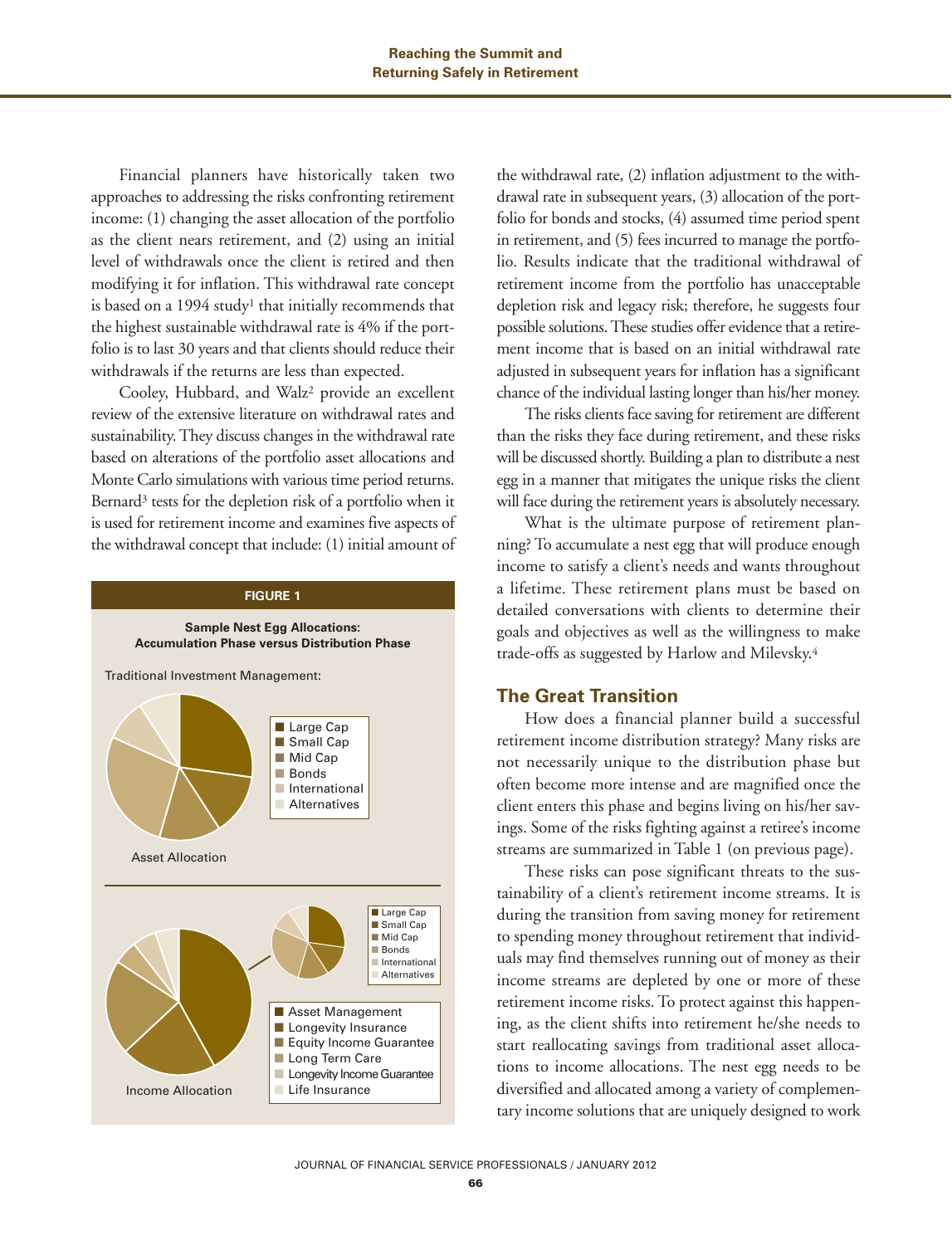Financial planners have historically taken two approaches to addressing the risks confronting retirement income: (1) changing the asset allocation of the portfolio as the client nears retirement, and (2) using an initial level of withdrawals once the client is retired and then modifying it for inflation. This withdrawal rate concept is based on a 1994 study[1] that initially recommends that the highest sustainable withdrawal rate is 4% if the portfolio is to last 30 years and that clients should reduce their withdrawals if the returns are less than expected.

Cooley, Hubbard, and Walz[2] provide an excellent review of the extensive literature on withdrawal rates and sustainability. They discuss changes in the withdrawal rate based on alterations of the portfolio asset allocations and Monte Carlo simulations with various time period returns. Bernard[3] tests for the depletion risk of a portfolio when it is used for retirement income and examines five aspects of the withdrawal concept that include: (1) initial amount of the withdrawal rate, (2) inflation adjustment to the withdrawal rate in subsequent years, (3) allocation of the portfolio for bonds and stocks, (4) assumed time period spent in retirement, and (5) fees incurred to manage the portfolio. Results indicate that the traditional withdrawal of retirement income from the portfolio has unacceptable depletion risk and legacy risk; therefore, he suggests four possible solutions. These studies offer evidence that a retirement income that is based on an initial withdrawal rate adjusted in subsequent years for inflation has a significant chance of the individual lasting longer than his/her money.

**FIGURE 1**

**Sample Nest Egg Allocations: Accumulation Phase versus Distribution Phase**

Traditional Investment Management:

- Large Cap
- Small Cap
- Mid Cap
- Bonds
- International
- Alternatives

Asset Allocation

- Large Cap
- Small Cap
- Mid Cap
- Bonds
- International
- Alternatives

- Asset Management
- Longevity Insurance
- Equity Income Guarantee
- Long Term Care
- Longevity Income Guarantee
- Life Insurance

Income Allocation

The risks clients face saving for retirement are different than the risks they face during retirement, and these risks will be discussed shortly. Building a plan to distribute a nest egg in a manner that mitigates the unique risks the client will face during the retirement years is absolutely necessary.

What is the ultimate purpose of retirement planning? To accumulate a nest egg that will produce enough income to satisfy a client's needs and wants throughout a lifetime. These retirement plans must be based on detailed conversations with clients to determine their goals and objectives as well as the willingness to make trade-offs as suggested by Harlow and Milevsky.[4]

## The Great Transition

How does a financial planner build a successful retirement income distribution strategy? Many risks are not necessarily unique to the distribution phase but often become more intense and are magnified once the client enters this phase and begins living on his/her savings. Some of the risks fighting against a retiree's income streams are summarized in Table 1 (on previous page).

These risks can pose significant threats to the sustainability of a client's retirement income streams. It is during the transition from saving money for retirement to spending money throughout retirement that individuals may find themselves running out of money as their income streams are depleted by one or more of these retirement income risks. To protect against this happening, as the client shifts into retirement he/she needs to start reallocating savings from traditional asset allocations to income allocations. The nest egg needs to be diversified and allocated among a variety of complementary income solutions that are uniquely designed to work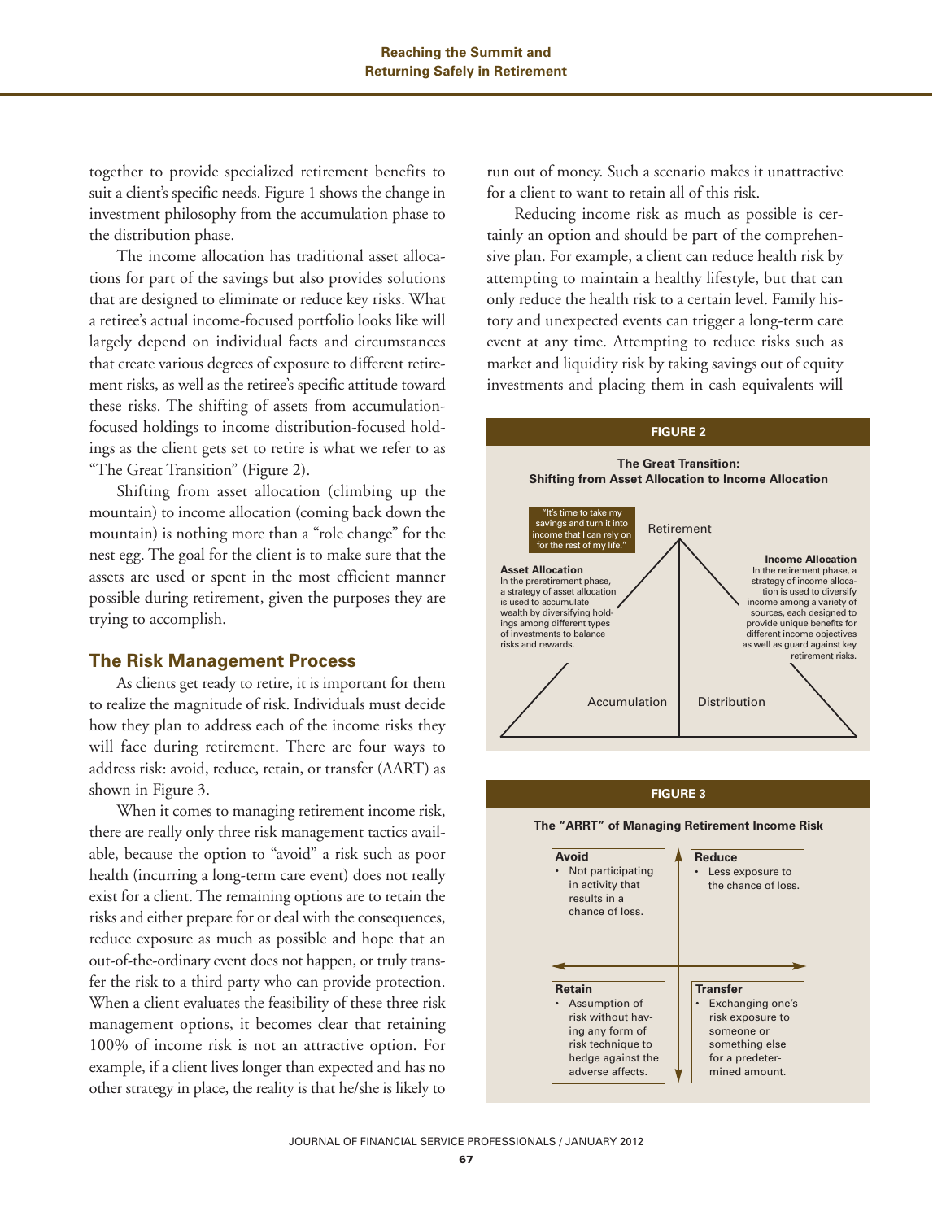together to provide specialized retirement benefits to suit a client's specific needs. Figure 1 shows the change in investment philosophy from the accumulation phase to the distribution phase.

The income allocation has traditional asset allocations for part of the savings but also provides solutions that are designed to eliminate or reduce key risks. What a retiree's actual income-focused portfolio looks like will largely depend on individual facts and circumstances that create various degrees of exposure to different retirement risks, as well as the retiree's specific attitude toward these risks. The shifting of assets from accumulation-focused holdings to income distribution-focused holdings as the client gets set to retire is what we refer to as "The Great Transition" (Figure 2).

Shifting from asset allocation (climbing up the mountain) to income allocation (coming back down the mountain) is nothing more than a "role change" for the nest egg. The goal for the client is to make sure that the assets are used or spent in the most efficient manner possible during retirement, given the purposes they are trying to accomplish.

## The Risk Management Process

As clients get ready to retire, it is important for them to realize the magnitude of risk. Individuals must decide how they plan to address each of the income risks they will face during retirement. There are four ways to address risk: avoid, reduce, retain, or transfer (AART) as shown in Figure 3.

When it comes to managing retirement income risk, there are really only three risk management tactics available, because the option to "avoid" a risk such as poor health (incurring a long-term care event) does not really exist for a client. The remaining options are to retain the risks and either prepare for or deal with the consequences, reduce exposure as much as possible and hope that an out-of-the-ordinary event does not happen, or truly transfer the risk to a third party who can provide protection. When a client evaluates the feasibility of these three risk management options, it becomes clear that retaining 100% of income risk is not an attractive option. For example, if a client lives longer than expected and has no other strategy in place, the reality is that he/she is likely to run out of money. Such a scenario makes it unattractive for a client to want to retain all of this risk.

Reducing income risk as much as possible is certainly an option and should be part of the comprehensive plan. For example, a client can reduce health risk by attempting to maintain a healthy lifestyle, but that can only reduce the health risk to a certain level. Family history and unexpected events can trigger a long-term care event at any time. Attempting to reduce risks such as market and liquidity risk by taking savings out of equity investments and placing them in cash equivalents will

**FIGURE 2**

**The Great Transition: Shifting from Asset Allocation to Income Allocation**

"It's time to take my savings and turn it into income that I can rely on for the rest of my life."

Retirement

**Asset Allocation**
In the preretirement phase, a strategy of asset allocation is used to accumulate wealth by diversifying holdings among different types of investments to balance risks and rewards.

**Income Allocation**
In the retirement phase, a strategy of income allocation is used to diversify income among a variety of sources, each designed to provide unique benefits for different income objectives as well as guard against key retirement risks.

Accumulation | Distribution

**FIGURE 3**

**The "ARRT" of Managing Retirement Income Risk**

| **Avoid** | **Reduce** |
|---|---|
| • Not participating in activity that results in a chance of loss. | • Less exposure to the chance of loss. |
| **Retain** | **Transfer** |
| • Assumption of risk without having any form of risk technique to hedge against the adverse affects. | • Exchanging one's risk exposure to someone or something else for a predetermined amount. |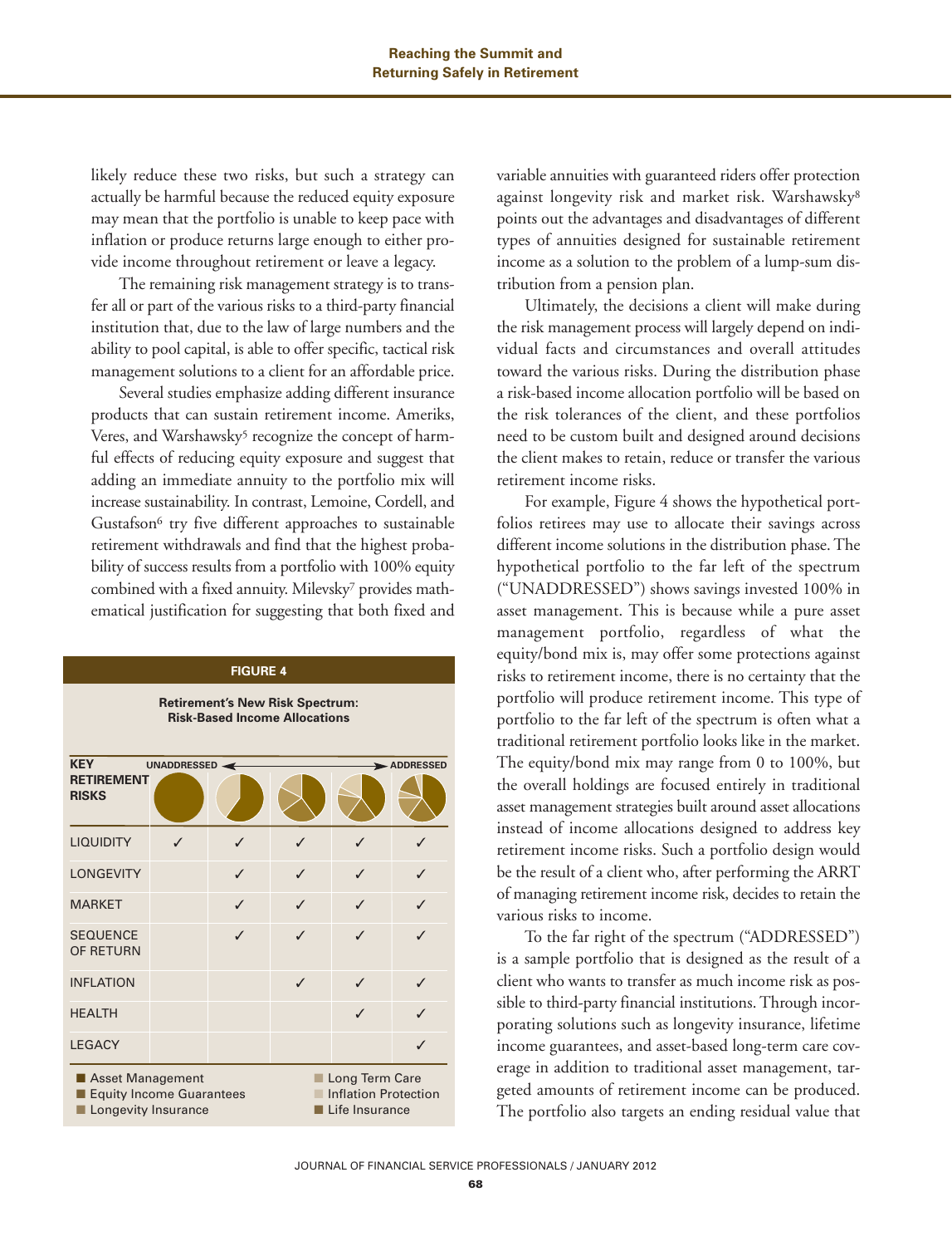likely reduce these two risks, but such a strategy can actually be harmful because the reduced equity exposure may mean that the portfolio is unable to keep pace with inflation or produce returns large enough to either provide income throughout retirement or leave a legacy.

The remaining risk management strategy is to transfer all or part of the various risks to a third-party financial institution that, due to the law of large numbers and the ability to pool capital, is able to offer specific, tactical risk management solutions to a client for an affordable price.

Several studies emphasize adding different insurance products that can sustain retirement income. Ameriks, Veres, and Warshawsky[5] recognize the concept of harmful effects of reducing equity exposure and suggest that adding an immediate annuity to the portfolio mix will increase sustainability. In contrast, Lemoine, Cordell, and Gustafson[6] try five different approaches to sustainable retirement withdrawals and find that the highest probability of success results from a portfolio with 100% equity combined with a fixed annuity. Milevsky[7] provides mathematical justification for suggesting that both fixed and variable annuities with guaranteed riders offer protection against longevity risk and market risk. Warshawsky[8] points out the advantages and disadvantages of different types of annuities designed for sustainable retirement income as a solution to the problem of a lump-sum distribution from a pension plan.

Ultimately, the decisions a client will make during the risk management process will largely depend on individual facts and circumstances and overall attitudes toward the various risks. During the distribution phase a risk-based income allocation portfolio will be based on the risk tolerances of the client, and these portfolios need to be custom built and designed around decisions the client makes to retain, reduce or transfer the various retirement income risks.

For example, Figure 4 shows the hypothetical portfolios retirees may use to allocate their savings across different income solutions in the distribution phase. The hypothetical portfolio to the far left of the spectrum ("UNADDRESSED") shows savings invested 100% in asset management. This is because while a pure asset management portfolio, regardless of what the equity/bond mix is, may offer some protections against risks to retirement income, there is no certainty that the portfolio will produce retirement income. This type of portfolio to the far left of the spectrum is often what a traditional retirement portfolio looks like in the market. The equity/bond mix may range from 0 to 100%, but the overall holdings are focused entirely in traditional asset management strategies built around asset allocations instead of income allocations designed to address key retirement income risks. Such a portfolio design would be the result of a client who, after performing the ARRT of managing retirement income risk, decides to retain the various risks to income.

To the far right of the spectrum ("ADDRESSED") is a sample portfolio that is designed as the result of a client who wants to transfer as much income risk as possible to third-party financial institutions. Through incorporating solutions such as longevity insurance, lifetime income guarantees, and asset-based long-term care coverage in addition to traditional asset management, targeted amounts of retirement income can be produced. The portfolio also targets an ending residual value that

**FIGURE 4**

**Retirement's New Risk Spectrum: Risk-Based Income Allocations**

| KEY RETIREMENT RISKS | UNADDRESSED | ← | → | | ADDRESSED |
|---|---|---|---|---|---|
| LIQUIDITY | ✓ | ✓ | ✓ | ✓ | ✓ |
| LONGEVITY | | ✓ | ✓ | ✓ | ✓ |
| MARKET | | ✓ | ✓ | ✓ | ✓ |
| SEQUENCE OF RETURN | | ✓ | ✓ | ✓ | ✓ |
| INFLATION | | | ✓ | ✓ | ✓ |
| HEALTH | | | | ✓ | ✓ |
| LEGACY | | | | | ✓ |

Legend: Asset Management; Equity Income Guarantees; Longevity Insurance; Long Term Care; Inflation Protection; Life Insurance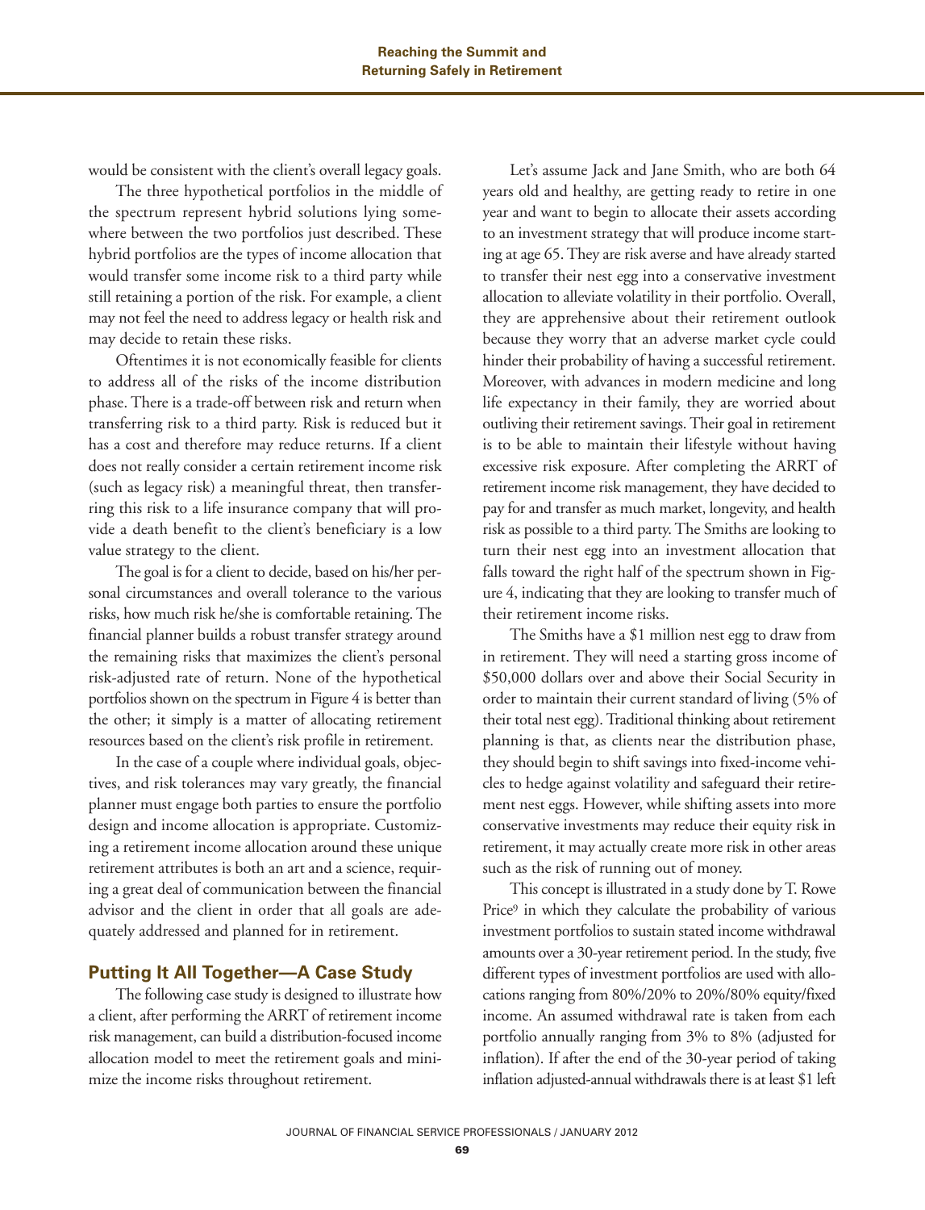would be consistent with the client's overall legacy goals.

The three hypothetical portfolios in the middle of the spectrum represent hybrid solutions lying somewhere between the two portfolios just described. These hybrid portfolios are the types of income allocation that would transfer some income risk to a third party while still retaining a portion of the risk. For example, a client may not feel the need to address legacy or health risk and may decide to retain these risks.

Oftentimes it is not economically feasible for clients to address all of the risks of the income distribution phase. There is a trade-off between risk and return when transferring risk to a third party. Risk is reduced but it has a cost and therefore may reduce returns. If a client does not really consider a certain retirement income risk (such as legacy risk) a meaningful threat, then transferring this risk to a life insurance company that will provide a death benefit to the client's beneficiary is a low value strategy to the client.

The goal is for a client to decide, based on his/her personal circumstances and overall tolerance to the various risks, how much risk he/she is comfortable retaining. The financial planner builds a robust transfer strategy around the remaining risks that maximizes the client's personal risk-adjusted rate of return. None of the hypothetical portfolios shown on the spectrum in Figure 4 is better than the other; it simply is a matter of allocating retirement resources based on the client's risk profile in retirement.

In the case of a couple where individual goals, objectives, and risk tolerances may vary greatly, the financial planner must engage both parties to ensure the portfolio design and income allocation is appropriate. Customizing a retirement income allocation around these unique retirement attributes is both an art and a science, requiring a great deal of communication between the financial advisor and the client in order that all goals are adequately addressed and planned for in retirement.

## Putting It All Together—A Case Study

The following case study is designed to illustrate how a client, after performing the ARRT of retirement income risk management, can build a distribution-focused income allocation model to meet the retirement goals and minimize the income risks throughout retirement.

Let's assume Jack and Jane Smith, who are both 64 years old and healthy, are getting ready to retire in one year and want to begin to allocate their assets according to an investment strategy that will produce income starting at age 65. They are risk averse and have already started to transfer their nest egg into a conservative investment allocation to alleviate volatility in their portfolio. Overall, they are apprehensive about their retirement outlook because they worry that an adverse market cycle could hinder their probability of having a successful retirement. Moreover, with advances in modern medicine and long life expectancy in their family, they are worried about outliving their retirement savings. Their goal in retirement is to be able to maintain their lifestyle without having excessive risk exposure. After completing the ARRT of retirement income risk management, they have decided to pay for and transfer as much market, longevity, and health risk as possible to a third party. The Smiths are looking to turn their nest egg into an investment allocation that falls toward the right half of the spectrum shown in Figure 4, indicating that they are looking to transfer much of their retirement income risks.

The Smiths have a $1 million nest egg to draw from in retirement. They will need a starting gross income of $50,000 dollars over and above their Social Security in order to maintain their current standard of living (5% of their total nest egg). Traditional thinking about retirement planning is that, as clients near the distribution phase, they should begin to shift savings into fixed-income vehicles to hedge against volatility and safeguard their retirement nest eggs. However, while shifting assets into more conservative investments may reduce their equity risk in retirement, it may actually create more risk in other areas such as the risk of running out of money.

This concept is illustrated in a study done by T. Rowe Price[9] in which they calculate the probability of various investment portfolios to sustain stated income withdrawal amounts over a 30-year retirement period. In the study, five different types of investment portfolios are used with allocations ranging from 80%/20% to 20%/80% equity/fixed income. An assumed withdrawal rate is taken from each portfolio annually ranging from 3% to 8% (adjusted for inflation). If after the end of the 30-year period of taking inflation adjusted-annual withdrawals there is at least $1 left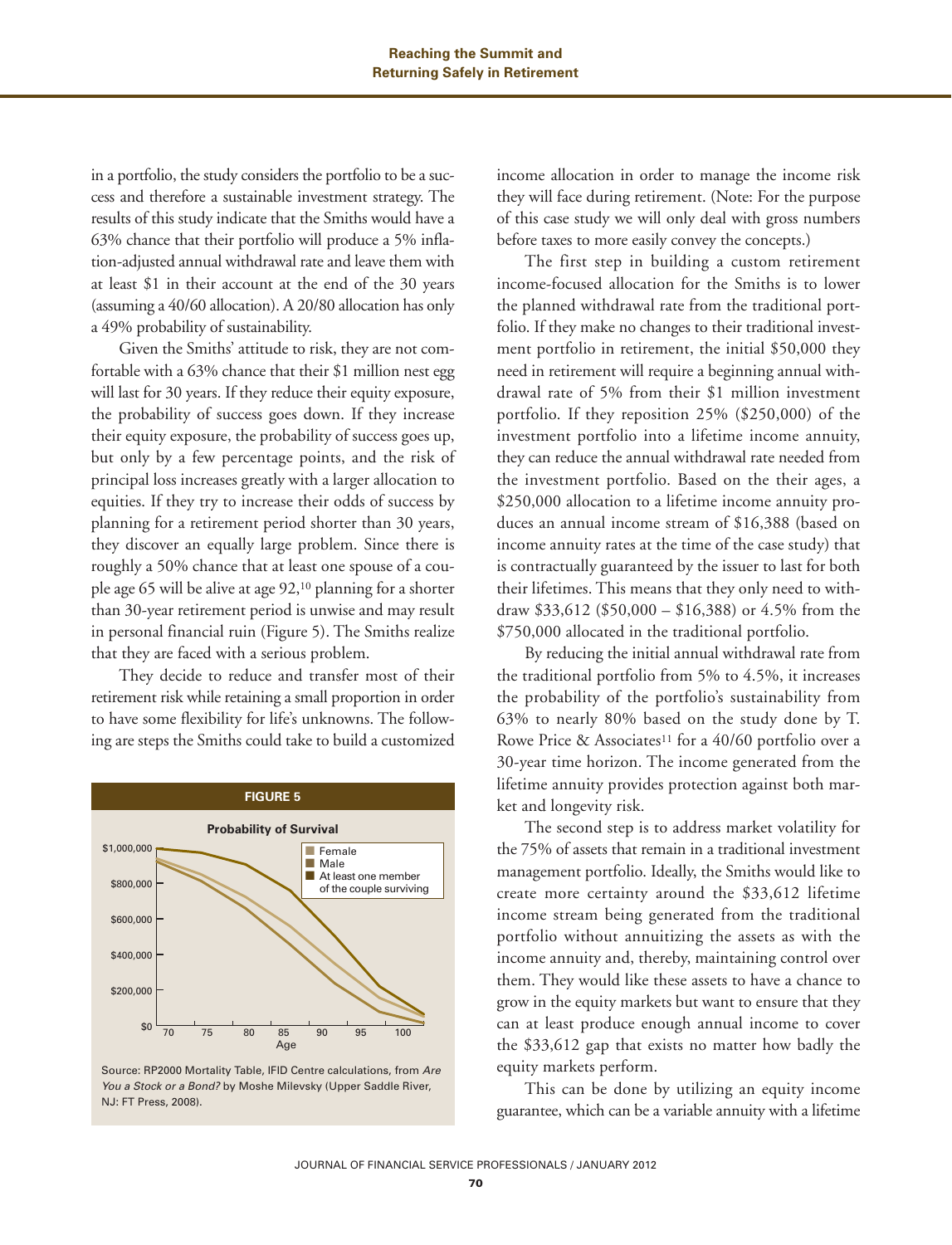in a portfolio, the study considers the portfolio to be a success and therefore a sustainable investment strategy. The results of this study indicate that the Smiths would have a 63% chance that their portfolio will produce a 5% inflation-adjusted annual withdrawal rate and leave them with at least $1 in their account at the end of the 30 years (assuming a 40/60 allocation). A 20/80 allocation has only a 49% probability of sustainability.

Given the Smiths' attitude to risk, they are not comfortable with a 63% chance that their $1 million nest egg will last for 30 years. If they reduce their equity exposure, the probability of success goes down. If they increase their equity exposure, the probability of success goes up, but only by a few percentage points, and the risk of principal loss increases greatly with a larger allocation to equities. If they try to increase their odds of success by planning for a retirement period shorter than 30 years, they discover an equally large problem. Since there is roughly a 50% chance that at least one spouse of a couple age 65 will be alive at age 92,[10] planning for a shorter than 30-year retirement period is unwise and may result in personal financial ruin (Figure 5). The Smiths realize that they are faced with a serious problem.

They decide to reduce and transfer most of their retirement risk while retaining a small proportion in order to have some flexibility for life's unknowns. The following are steps the Smiths could take to build a customized income allocation in order to manage the income risk they will face during retirement. (Note: For the purpose of this case study we will only deal with gross numbers before taxes to more easily convey the concepts.)

**FIGURE 5**

**Probability of Survival**

Source: RP2000 Mortality Table, IFID Centre calculations, from *Are You a Stock or a Bond?* by Moshe Milevsky (Upper Saddle River, NJ: FT Press, 2008).

The first step in building a custom retirement income-focused allocation for the Smiths is to lower the planned withdrawal rate from the traditional portfolio. If they make no changes to their traditional investment portfolio in retirement, the initial $50,000 they need in retirement will require a beginning annual withdrawal rate of 5% from their $1 million investment portfolio. If they reposition 25% ($250,000) of the investment portfolio into a lifetime income annuity, they can reduce the annual withdrawal rate needed from the investment portfolio. Based on the their ages, a $250,000 allocation to a lifetime income annuity produces an annual income stream of $16,388 (based on income annuity rates at the time of the case study) that is contractually guaranteed by the issuer to last for both their lifetimes. This means that they only need to withdraw $33,612 ($50,000 – $16,388) or 4.5% from the $750,000 allocated in the traditional portfolio.

By reducing the initial annual withdrawal rate from the traditional portfolio from 5% to 4.5%, it increases the probability of the portfolio's sustainability from 63% to nearly 80% based on the study done by T. Rowe Price & Associates[11] for a 40/60 portfolio over a 30-year time horizon. The income generated from the lifetime annuity provides protection against both market and longevity risk.

The second step is to address market volatility for the 75% of assets that remain in a traditional investment management portfolio. Ideally, the Smiths would like to create more certainty around the $33,612 lifetime income stream being generated from the traditional portfolio without annuitizing the assets as with the income annuity and, thereby, maintaining control over them. They would like these assets to have a chance to grow in the equity markets but want to ensure that they can at least produce enough annual income to cover the $33,612 gap that exists no matter how badly the equity markets perform.

This can be done by utilizing an equity income guarantee, which can be a variable annuity with a lifetime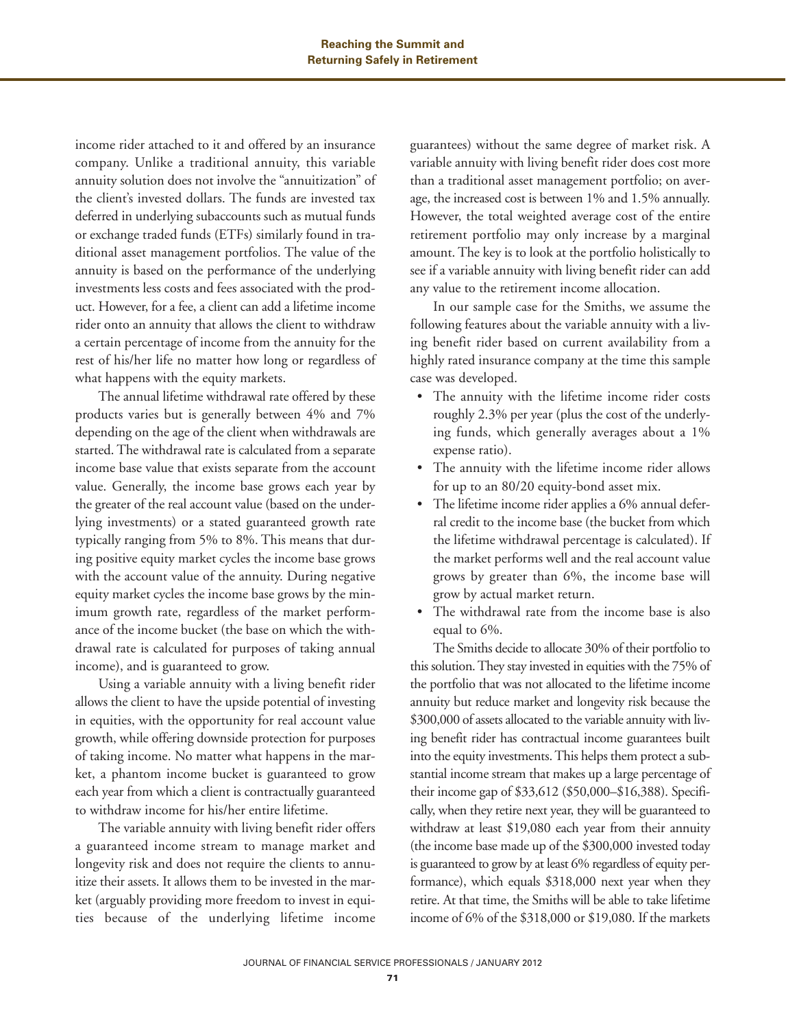income rider attached to it and offered by an insurance company. Unlike a traditional annuity, this variable annuity solution does not involve the "annuitization" of the client's invested dollars. The funds are invested tax deferred in underlying subaccounts such as mutual funds or exchange traded funds (ETFs) similarly found in traditional asset management portfolios. The value of the annuity is based on the performance of the underlying investments less costs and fees associated with the product. However, for a fee, a client can add a lifetime income rider onto an annuity that allows the client to withdraw a certain percentage of income from the annuity for the rest of his/her life no matter how long or regardless of what happens with the equity markets.

The annual lifetime withdrawal rate offered by these products varies but is generally between 4% and 7% depending on the age of the client when withdrawals are started. The withdrawal rate is calculated from a separate income base value that exists separate from the account value. Generally, the income base grows each year by the greater of the real account value (based on the underlying investments) or a stated guaranteed growth rate typically ranging from 5% to 8%. This means that during positive equity market cycles the income base grows with the account value of the annuity. During negative equity market cycles the income base grows by the minimum growth rate, regardless of the market performance of the income bucket (the base on which the withdrawal rate is calculated for purposes of taking annual income), and is guaranteed to grow.

Using a variable annuity with a living benefit rider allows the client to have the upside potential of investing in equities, with the opportunity for real account value growth, while offering downside protection for purposes of taking income. No matter what happens in the market, a phantom income bucket is guaranteed to grow each year from which a client is contractually guaranteed to withdraw income for his/her entire lifetime.

The variable annuity with living benefit rider offers a guaranteed income stream to manage market and longevity risk and does not require the clients to annuitize their assets. It allows them to be invested in the market (arguably providing more freedom to invest in equities because of the underlying lifetime income guarantees) without the same degree of market risk. A variable annuity with living benefit rider does cost more than a traditional asset management portfolio; on average, the increased cost is between 1% and 1.5% annually. However, the total weighted average cost of the entire retirement portfolio may only increase by a marginal amount. The key is to look at the portfolio holistically to see if a variable annuity with living benefit rider can add any value to the retirement income allocation.

In our sample case for the Smiths, we assume the following features about the variable annuity with a living benefit rider based on current availability from a highly rated insurance company at the time this sample case was developed.

- The annuity with the lifetime income rider costs roughly 2.3% per year (plus the cost of the underlying funds, which generally averages about a 1% expense ratio).
- The annuity with the lifetime income rider allows for up to an 80/20 equity-bond asset mix.
- The lifetime income rider applies a 6% annual deferral credit to the income base (the bucket from which the lifetime withdrawal percentage is calculated). If the market performs well and the real account value grows by greater than 6%, the income base will grow by actual market return.
- The withdrawal rate from the income base is also equal to 6%.

The Smiths decide to allocate 30% of their portfolio to this solution. They stay invested in equities with the 75% of the portfolio that was not allocated to the lifetime income annuity but reduce market and longevity risk because the $300,000 of assets allocated to the variable annuity with living benefit rider has contractual income guarantees built into the equity investments. This helps them protect a substantial income stream that makes up a large percentage of their income gap of $33,612 ($50,000–$16,388). Specifically, when they retire next year, they will be guaranteed to withdraw at least $19,080 each year from their annuity (the income base made up of the $300,000 invested today is guaranteed to grow by at least 6% regardless of equity performance), which equals $318,000 next year when they retire. At that time, the Smiths will be able to take lifetime income of 6% of the $318,000 or $19,080. If the markets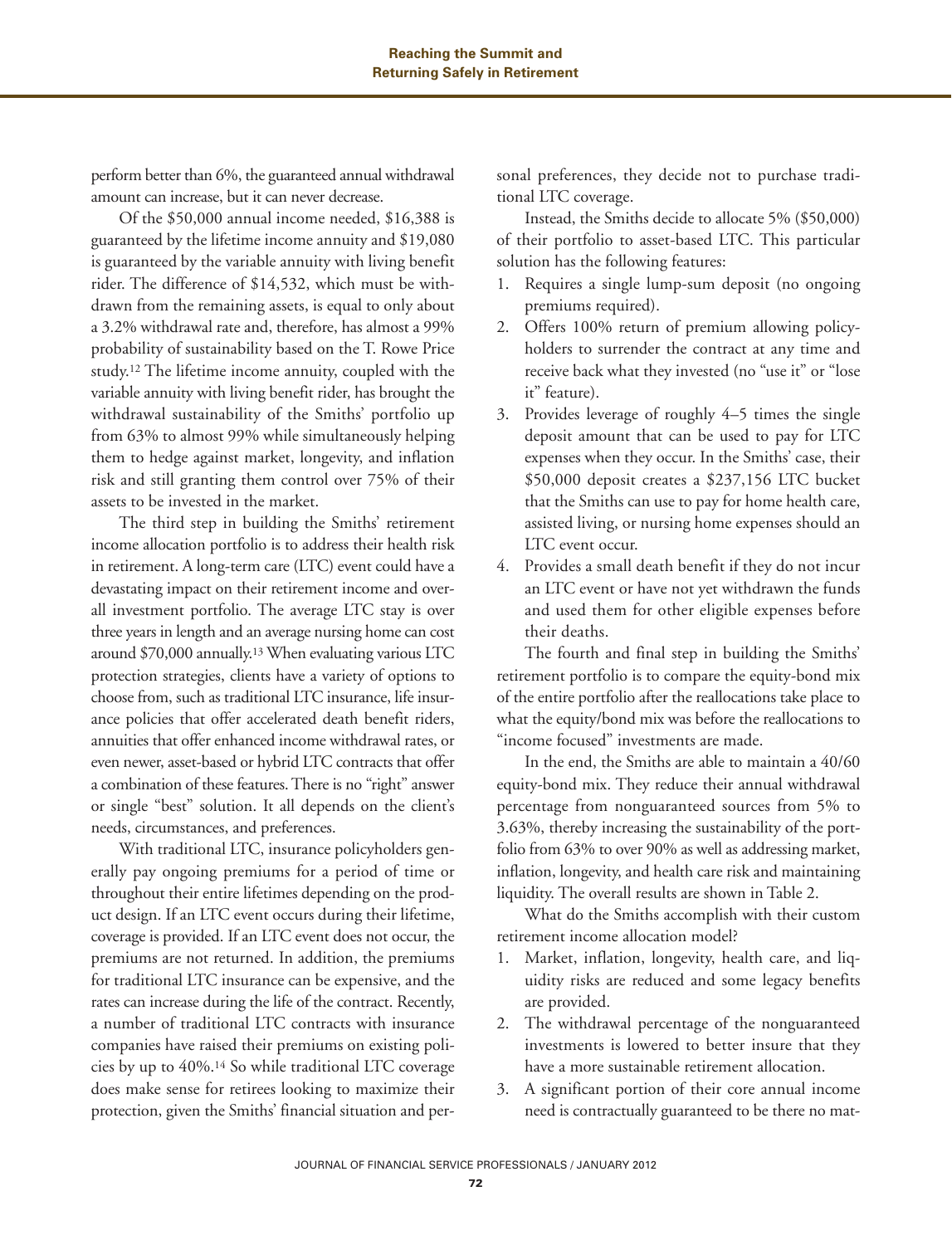perform better than 6%, the guaranteed annual withdrawal amount can increase, but it can never decrease.

Of the $50,000 annual income needed, $16,388 is guaranteed by the lifetime income annuity and $19,080 is guaranteed by the variable annuity with living benefit rider. The difference of $14,532, which must be withdrawn from the remaining assets, is equal to only about a 3.2% withdrawal rate and, therefore, has almost a 99% probability of sustainability based on the T. Rowe Price study.[12] The lifetime income annuity, coupled with the variable annuity with living benefit rider, has brought the withdrawal sustainability of the Smiths' portfolio up from 63% to almost 99% while simultaneously helping them to hedge against market, longevity, and inflation risk and still granting them control over 75% of their assets to be invested in the market.

The third step in building the Smiths' retirement income allocation portfolio is to address their health risk in retirement. A long-term care (LTC) event could have a devastating impact on their retirement income and overall investment portfolio. The average LTC stay is over three years in length and an average nursing home can cost around $70,000 annually.[13] When evaluating various LTC protection strategies, clients have a variety of options to choose from, such as traditional LTC insurance, life insurance policies that offer accelerated death benefit riders, annuities that offer enhanced income withdrawal rates, or even newer, asset-based or hybrid LTC contracts that offer a combination of these features. There is no "right" answer or single "best" solution. It all depends on the client's needs, circumstances, and preferences.

With traditional LTC, insurance policyholders generally pay ongoing premiums for a period of time or throughout their entire lifetimes depending on the product design. If an LTC event occurs during their lifetime, coverage is provided. If an LTC event does not occur, the premiums are not returned. In addition, the premiums for traditional LTC insurance can be expensive, and the rates can increase during the life of the contract. Recently, a number of traditional LTC contracts with insurance companies have raised their premiums on existing policies by up to 40%.[14] So while traditional LTC coverage does make sense for retirees looking to maximize their protection, given the Smiths' financial situation and personal preferences, they decide not to purchase traditional LTC coverage.

Instead, the Smiths decide to allocate 5% ($50,000) of their portfolio to asset-based LTC. This particular solution has the following features:

1. Requires a single lump-sum deposit (no ongoing premiums required).
2. Offers 100% return of premium allowing policyholders to surrender the contract at any time and receive back what they invested (no "use it" or "lose it" feature).
3. Provides leverage of roughly 4–5 times the single deposit amount that can be used to pay for LTC expenses when they occur. In the Smiths' case, their $50,000 deposit creates a $237,156 LTC bucket that the Smiths can use to pay for home health care, assisted living, or nursing home expenses should an LTC event occur.
4. Provides a small death benefit if they do not incur an LTC event or have not yet withdrawn the funds and used them for other eligible expenses before their deaths.

The fourth and final step in building the Smiths' retirement portfolio is to compare the equity-bond mix of the entire portfolio after the reallocations take place to what the equity/bond mix was before the reallocations to "income focused" investments are made.

In the end, the Smiths are able to maintain a 40/60 equity-bond mix. They reduce their annual withdrawal percentage from nonguaranteed sources from 5% to 3.63%, thereby increasing the sustainability of the portfolio from 63% to over 90% as well as addressing market, inflation, longevity, and health care risk and maintaining liquidity. The overall results are shown in Table 2.

What do the Smiths accomplish with their custom retirement income allocation model?

1. Market, inflation, longevity, health care, and liquidity risks are reduced and some legacy benefits are provided.
2. The withdrawal percentage of the nonguaranteed investments is lowered to better insure that they have a more sustainable retirement allocation.
3. A significant portion of their core annual income need is contractually guaranteed to be there no mat-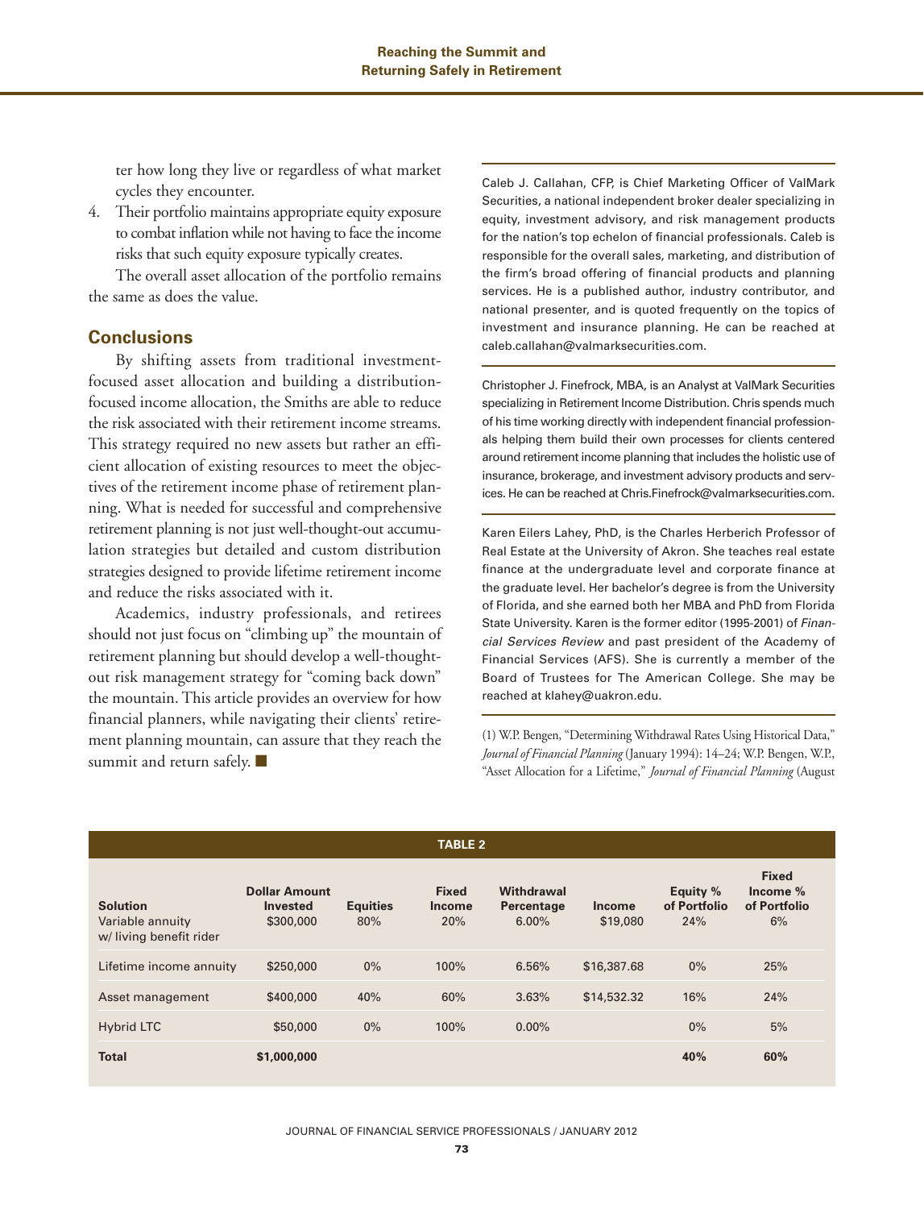ter how long they live or regardless of what market cycles they encounter.

4. Their portfolio maintains appropriate equity exposure to combat inflation while not having to face the income risks that such equity exposure typically creates.

The overall asset allocation of the portfolio remains the same as does the value.

## Conclusions

By shifting assets from traditional investment-focused asset allocation and building a distribution-focused income allocation, the Smiths are able to reduce the risk associated with their retirement income streams. This strategy required no new assets but rather an efficient allocation of existing resources to meet the objectives of the retirement income phase of retirement planning. What is needed for successful and comprehensive retirement planning is not just well-thought-out accumulation strategies but detailed and custom distribution strategies designed to provide lifetime retirement income and reduce the risks associated with it.

Academics, industry professionals, and retirees should not just focus on "climbing up" the mountain of retirement planning but should develop a well-thought-out risk management strategy for "coming back down" the mountain. This article provides an overview for how financial planners, while navigating their clients' retirement planning mountain, can assure that they reach the summit and return safely. ■

Caleb J. Callahan, CFP, is Chief Marketing Officer of ValMark Securities, a national independent broker dealer specializing in equity, investment advisory, and risk management products for the nation's top echelon of financial professionals. Caleb is responsible for the overall sales, marketing, and distribution of the firm's broad offering of financial products and planning services. He is a published author, industry contributor, and national presenter, and is quoted frequently on the topics of investment and insurance planning. He can be reached at caleb.callahan@valmarksecurities.com.

Christopher J. Finefrock, MBA, is an Analyst at ValMark Securities specializing in Retirement Income Distribution. Chris spends much of his time working directly with independent financial professionals helping them build their own processes for clients centered around retirement income planning that includes the holistic use of insurance, brokerage, and investment advisory products and services. He can be reached at Chris.Finefrock@valmarksecurities.com.

Karen Eilers Lahey, PhD, is the Charles Herberich Professor of Real Estate at the University of Akron. She teaches real estate finance at the undergraduate level and corporate finance at the graduate level. Her bachelor's degree is from the University of Florida, and she earned both her MBA and PhD from Florida State University. Karen is the former editor (1995-2001) of *Financial Services Review* and past president of the Academy of Financial Services (AFS). She is currently a member of the Board of Trustees for The American College. She may be reached at klahey@uakron.edu.

(1) W.P. Bengen, "Determining Withdrawal Rates Using Historical Data," *Journal of Financial Planning* (January 1994): 14–24; W.P. Bengen, W.P., "Asset Allocation for a Lifetime," *Journal of Financial Planning* (August

**TABLE 2**

| Solution | Dollar Amount Invested | Equities | Fixed Income | Withdrawal Percentage | Income | Equity % of Portfolio | Fixed Income % of Portfolio |
|---|---|---|---|---|---|---|---|
| Variable annuity w/ living benefit rider | $300,000 | 80% | 20% | 6.00% | $19,080 | 24% | 6% |
| Lifetime income annuity | $250,000 | 0% | 100% | 6.56% | $16,387.68 | 0% | 25% |
| Asset management | $400,000 | 40% | 60% | 3.63% | $14,532.32 | 16% | 24% |
| Hybrid LTC | $50,000 | 0% | 100% | 0.00% | | 0% | 5% |
| **Total** | **$1,000,000** | | | | | **40%** | **60%** |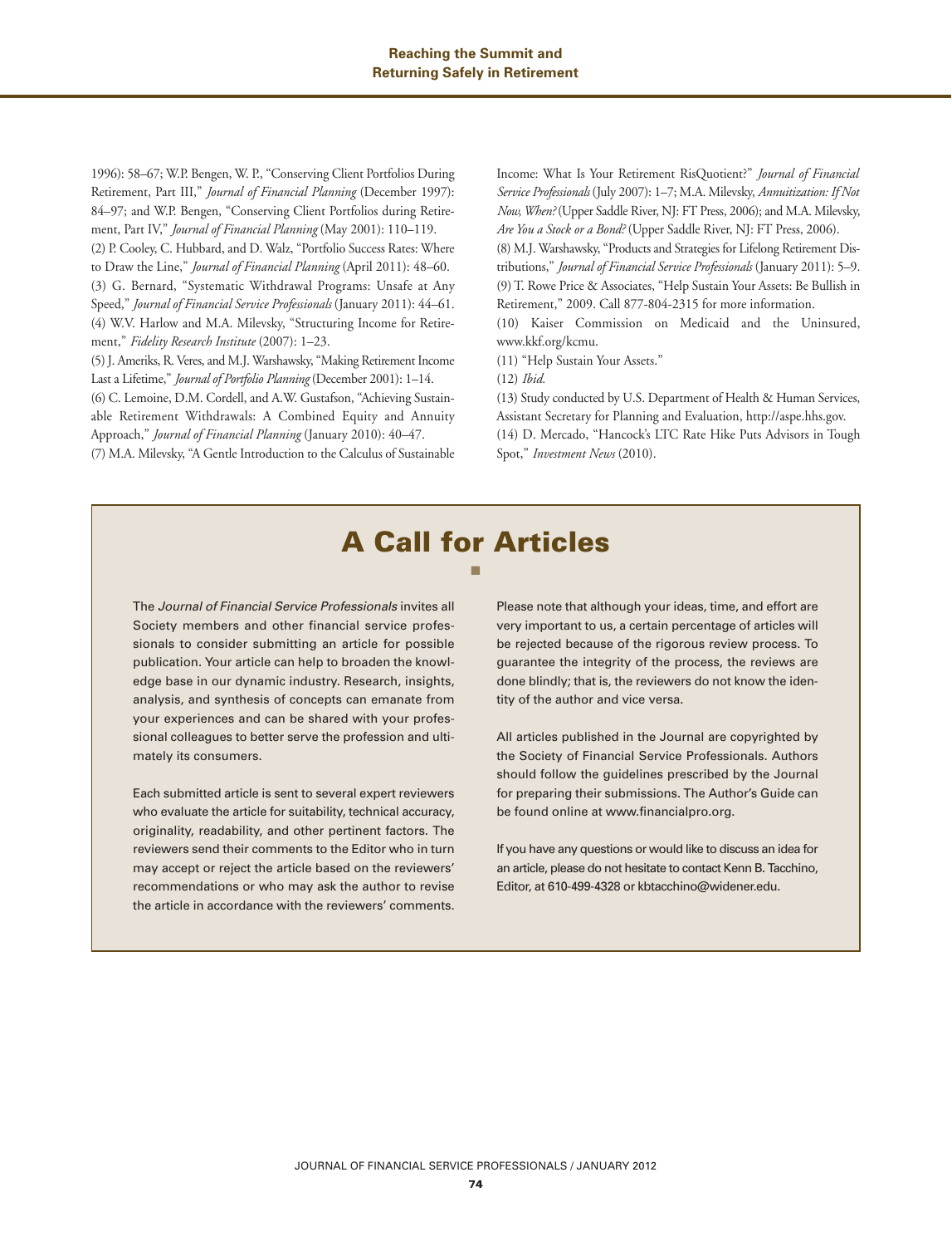1996): 58–67; W.P. Bengen, W. P., "Conserving Client Portfolios During Retirement, Part III," *Journal of Financial Planning* (December 1997): 84–97; and W.P. Bengen, "Conserving Client Portfolios during Retirement, Part IV," *Journal of Financial Planning* (May 2001): 110–119.

(2) P. Cooley, C. Hubbard, and D. Walz, "Portfolio Success Rates: Where to Draw the Line," *Journal of Financial Planning* (April 2011): 48–60.

(3) G. Bernard, "Systematic Withdrawal Programs: Unsafe at Any Speed," *Journal of Financial Service Professionals* (January 2011): 44–61.

(4) W.V. Harlow and M.A. Milevsky, "Structuring Income for Retirement," *Fidelity Research Institute* (2007): 1–23.

(5) J. Ameriks, R. Veres, and M.J. Warshawsky, "Making Retirement Income Last a Lifetime," *Journal of Portfolio Planning* (December 2001): 1–14.

(6) C. Lemoine, D.M. Cordell, and A.W. Gustafson, "Achieving Sustainable Retirement Withdrawals: A Combined Equity and Annuity Approach," *Journal of Financial Planning* (January 2010): 40–47.

(7) M.A. Milevsky, "A Gentle Introduction to the Calculus of Sustainable Income: What Is Your Retirement RisQuotient?" *Journal of Financial Service Professionals* (July 2007): 1–7; M.A. Milevsky, *Annuitization: If Not Now, When?* (Upper Saddle River, NJ: FT Press, 2006); and M.A. Milevsky, *Are You a Stock or a Bond?* (Upper Saddle River, NJ: FT Press, 2006).

(8) M.J. Warshawsky, "Products and Strategies for Lifelong Retirement Distributions," *Journal of Financial Service Professionals* (January 2011): 5–9.

(9) T. Rowe Price & Associates, "Help Sustain Your Assets: Be Bullish in Retirement," 2009. Call 877-804-2315 for more information.

(10) Kaiser Commission on Medicaid and the Uninsured, www.kkf.org/kcmu.

(11) "Help Sustain Your Assets."

(12) *Ibid.*

(13) Study conducted by U.S. Department of Health & Human Services, Assistant Secretary for Planning and Evaluation, http://aspe.hhs.gov.

(14) D. Mercado, "Hancock's LTC Rate Hike Puts Advisors in Tough Spot," *Investment News* (2010).

## A Call for Articles

The *Journal of Financial Service Professionals* invites all Society members and other financial service professionals to consider submitting an article for possible publication. Your article can help to broaden the knowledge base in our dynamic industry. Research, insights, analysis, and synthesis of concepts can emanate from your experiences and can be shared with your professional colleagues to better serve the profession and ultimately its consumers.

Each submitted article is sent to several expert reviewers who evaluate the article for suitability, technical accuracy, originality, readability, and other pertinent factors. The reviewers send their comments to the Editor who in turn may accept or reject the article based on the reviewers' recommendations or who may ask the author to revise the article in accordance with the reviewers' comments.

Please note that although your ideas, time, and effort are very important to us, a certain percentage of articles will be rejected because of the rigorous review process. To guarantee the integrity of the process, the reviews are done blindly; that is, the reviewers do not know the identity of the author and vice versa.

All articles published in the Journal are copyrighted by the Society of Financial Service Professionals. Authors should follow the guidelines prescribed by the Journal for preparing their submissions. The Author's Guide can be found online at www.financialpro.org.

If you have any questions or would like to discuss an idea for an article, please do not hesitate to contact Kenn B. Tacchino, Editor, at 610-499-4328 or kbtacchino@widener.edu.